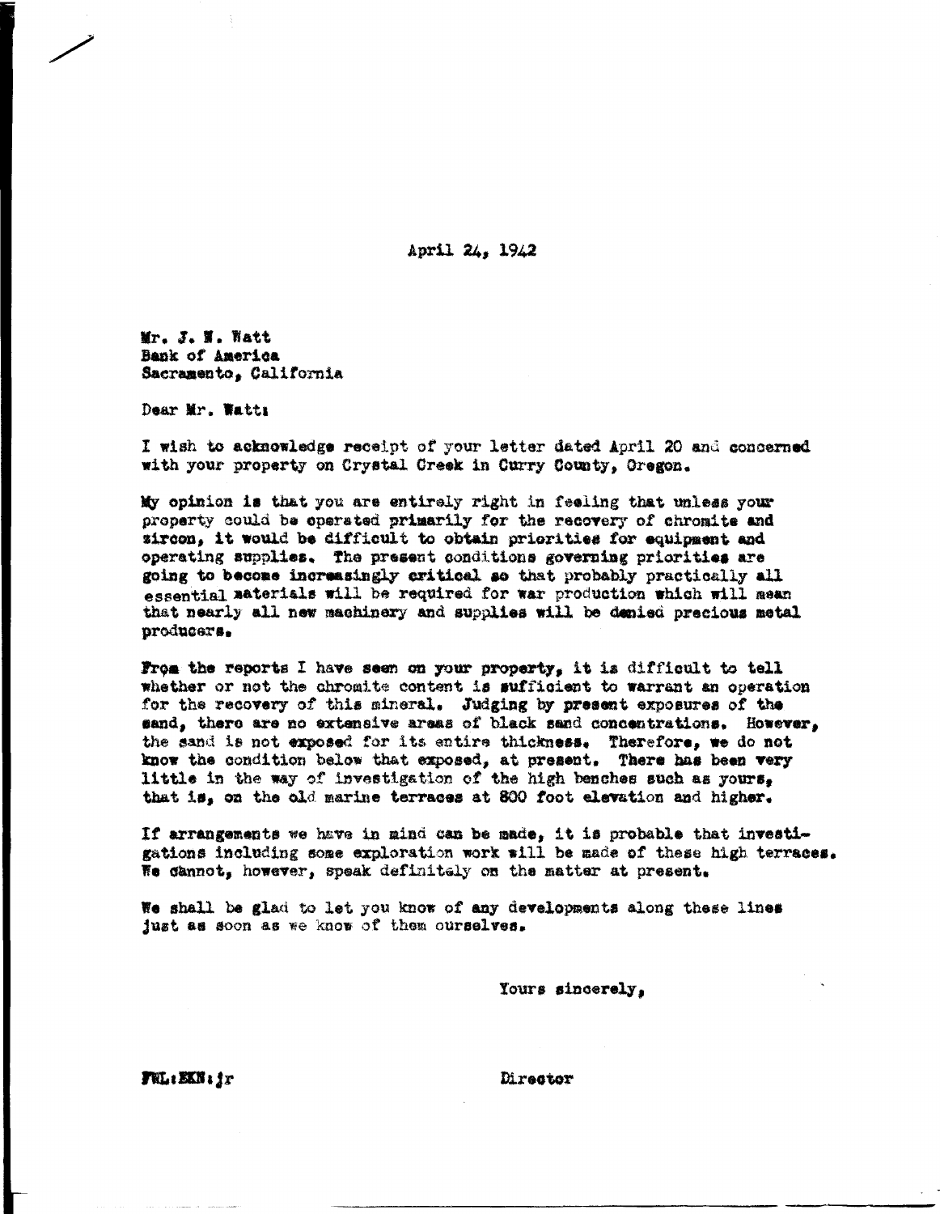April 24, 1942

Mr. J. W. Watt
Bank of America
Sacramento, California

Dear Mr. Watt:

I wish to acknowledge receipt of your letter dated April 20 and concerned with your property on Crystal Creek in Curry County, Oregon.

My opinion is that you are entirely right in feeling that unless your property could be operated primarily for the recovery of chromite and zircon, it would be difficult to obtain priorities for equipment and operating supplies. The present conditions governing priorities are going to become increasingly critical so that probably practically all essential materials will be required for war production which will mean that nearly all new machinery and supplies will be denied precious metal producers.

From the reports I have seen on your property, it is difficult to tell whether or not the chromite content is sufficient to warrant an operation for the recovery of this mineral. Judging by present exposures of the sand, there are no extensive areas of black sand concentrations. However, the sand is not exposed for its entire thickness. Therefore, we do not know the condition below that exposed, at present. There has been very little in the way of investigation of the high benches such as yours, that is, on the old marine terraces at 800 foot elevation and higher.

If arrangements we have in mind can be made, it is probable that investigations including some exploration work will be made of these high terraces. We cannot, however, speak definitely on the matter at present.

We shall be glad to let you know of any developments along these lines just as soon as we know of them ourselves.

Yours sincerely,

Director

FWL:EKN:jr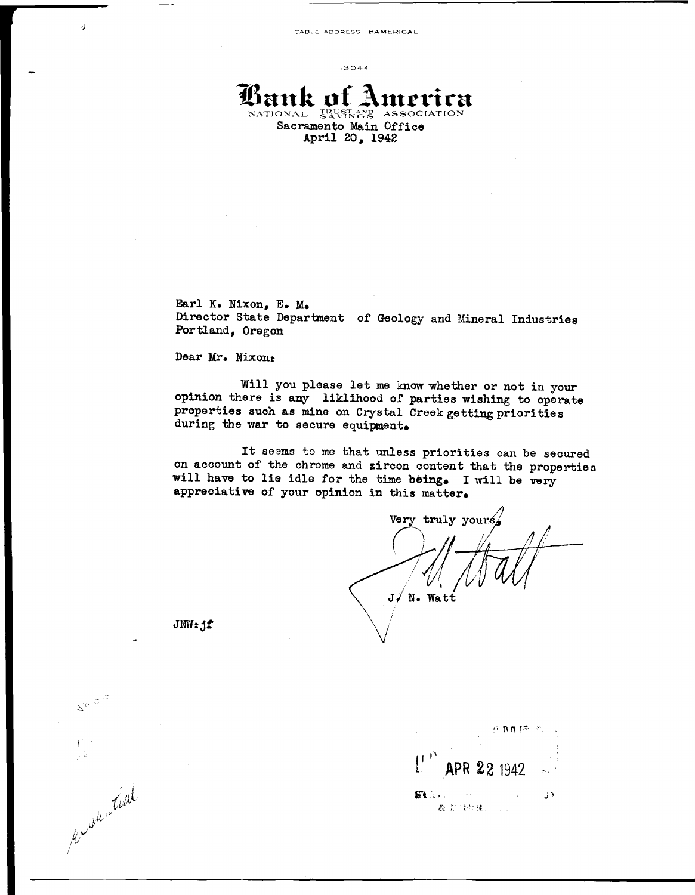CABLE ADDRESS—BAMERICAL

13044

# Bank of America

NATIONAL TRUST AND SAVINGS ASSOCIATION

Sacramento Main Office
April 20, 1942

Earl K. Nixon, E. M.
Director State Department of Geology and Mineral Industries
Portland, Oregon

Dear Mr. Nixon:

Will you please let me know whether or not in your opinion there is any liklihood of parties wishing to operate properties such as mine on Crystal Creek getting priorities during the war to secure equipment.

It seems to me that unless priorities can be secured on account of the chrome and zircon content that the properties will have to lie idle for the time being. I will be very appreciative of your opinion in this matter.

Very truly yours,

J. N. Watt

JNW:jf

Essential

APR 22 1942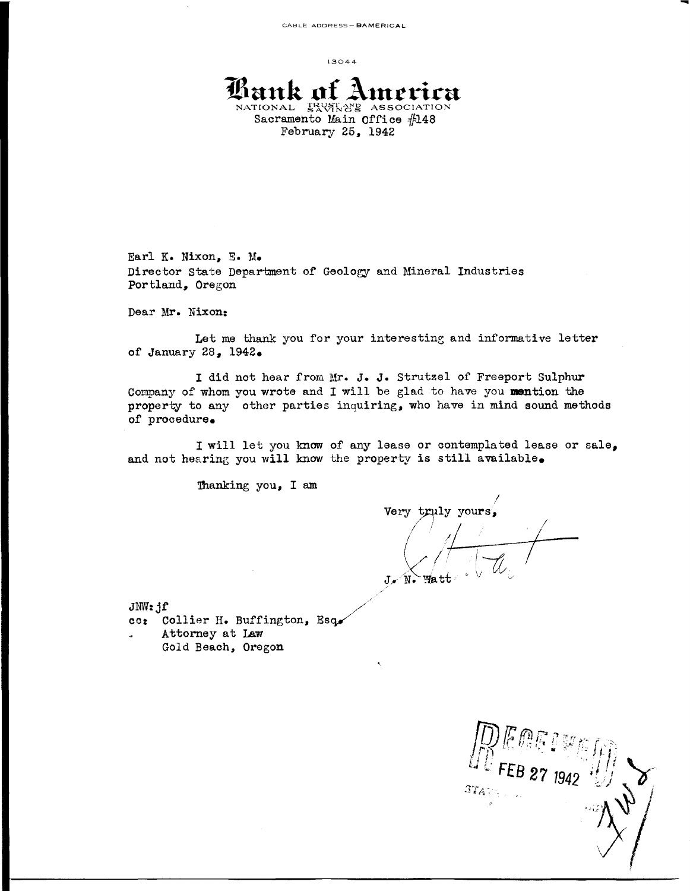CABLE ADDRESS—BAMERICAL

13044

# Bank of America

NATIONAL TRUST AND SAVINGS ASSOCIATION

Sacramento Main Office #148
February 25, 1942

Earl K. Nixon, E. M.
Director State Department of Geology and Mineral Industries
Portland, Oregon

Dear Mr. Nixon:

Let me thank you for your interesting and informative letter of January 28, 1942.

I did not hear from Mr. J. J. Strutzel of Freeport Sulphur Company of whom you wrote and I will be glad to have you **mention** the property to any other parties inquiring, who have in mind sound methods of procedure.

I will let you know of any lease or contemplated lease or sale, and not hearing you will know the property is still available.

Thanking you, I am

Very truly yours,

J. N. Watt

JNW:jf
cc: Collier H. Buffington, Esq.
Attorney at Law
Gold Beach, Oregon

RECEIVED
FEB 27 1942
STATE ...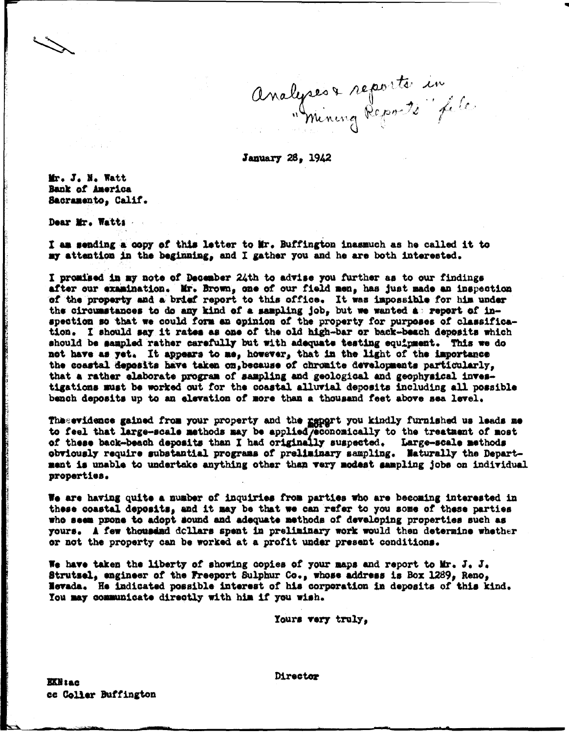Analyses & reports in "Mining Reports" file

January 28, 1942

Mr. J. N. Watt
Bank of America
Sacramento, Calif.

Dear Mr. Watt:

I am sending a copy of this letter to Mr. Buffington inasmuch as he called it to my attention in the beginning, and I gather you and he are both interested.

I promised in my note of December 24th to advise you further as to our findings after our examination. Mr. Brown, one of our field men, has just made an inspection of the property and a brief report to this office. It was impossible for him under the circumstances to do any kind of a sampling job, but we wanted a report of inspection so that we could form an opinion of the property for purposes of classification. I should say it rates as one of the old high-bar or back-beach deposits which should be sampled rather carefully but with adequate testing equipment. This we do not have as yet. It appears to me, however, that in the light of the importance the coastal deposits have taken on, because of chromite developments particularly, that a rather elaborate program of sampling and geological and geophysical investigations must be worked out for the coastal alluvial deposits including all possible bench deposits up to an elevation of more than a thousand feet above sea level.

The evidence gained from your property and the report you kindly furnished us leads me to feel that large-scale methods may be applied more economically to the treatment of most of these back-beach deposits than I had originally suspected. Large-scale methods obviously require substantial programs of preliminary sampling. Naturally the Department is unable to undertake anything other than very modest sampling jobs on individual properties.

We are having quite a number of inquiries from parties who are becoming interested in these coastal deposits, and it may be that we can refer to you some of these parties who seem prone to adopt sound and adequate methods of developing properties such as yours. A few thousand dollars spent in preliminary work would then determine whether or not the property can be worked at a profit under present conditions.

We have taken the liberty of showing copies of your maps and report to Mr. J. J. Strutzel, engineer of the Freeport Sulphur Co., whose address is Box 1289, Reno, Nevada. He indicated possible interest of his corporation in deposits of this kind. You may communicate directly with him if you wish.

Yours very truly,

Director

EKN:ac
cc Colier Buffington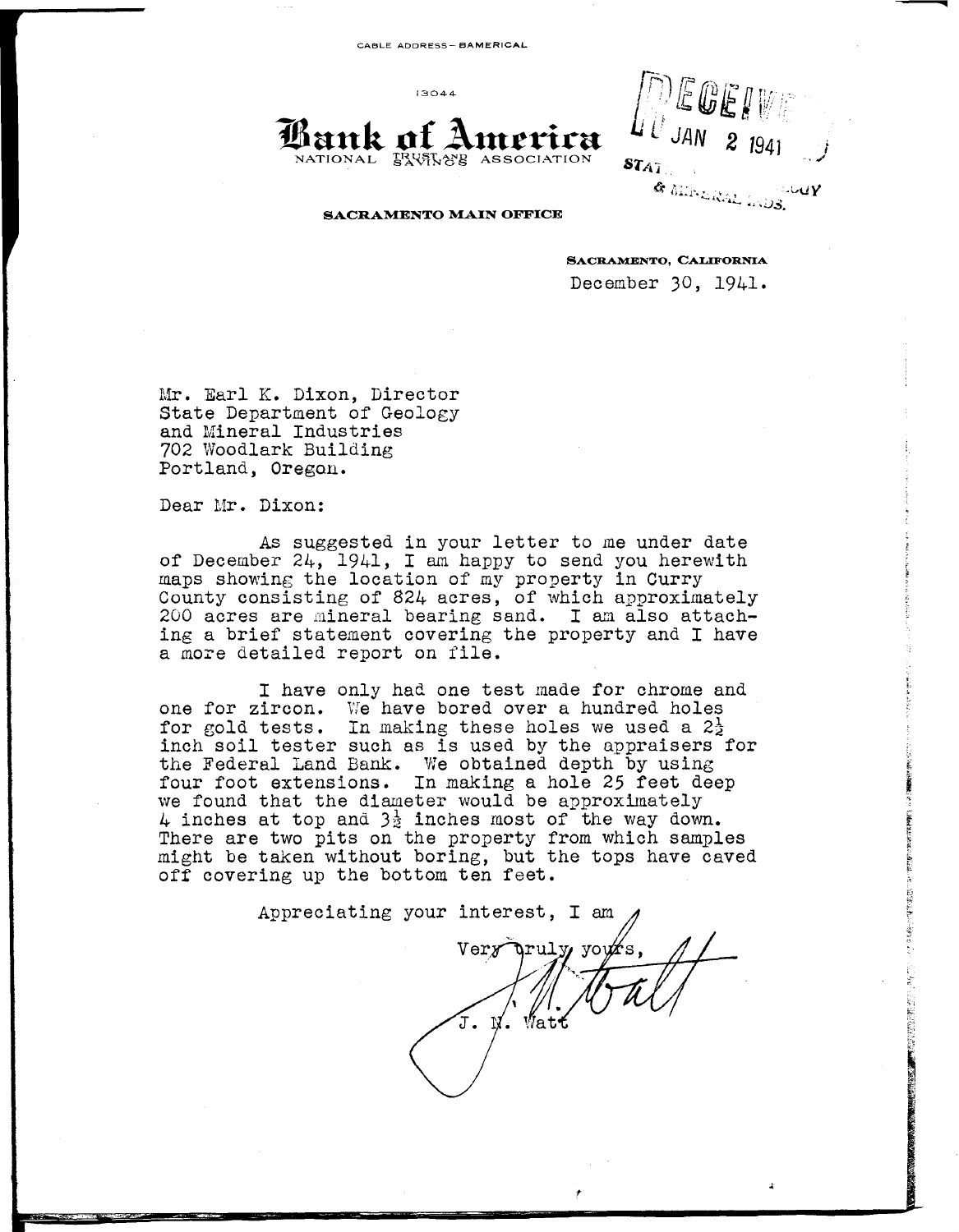CABLE ADDRESS – BAMERICAL

13044

# Bank of America

NATIONAL TRUST AND SAVINGS ASSOCIATION

RECEIVED JAN 2 1941 STATE ... & MINERAL INDS.

**SACRAMENTO MAIN OFFICE**

**SACRAMENTO, CALIFORNIA**
December 30, 1941.

Mr. Earl K. Dixon, Director
State Department of Geology
and Mineral Industries
702 Woodlark Building
Portland, Oregon.

Dear Mr. Dixon:

As suggested in your letter to me under date of December 24, 1941, I am happy to send you herewith maps showing the location of my property in Curry County consisting of 824 acres, of which approximately 200 acres are mineral bearing sand. I am also attaching a brief statement covering the property and I have a more detailed report on file.

I have only had one test made for chrome and one for zircon. We have bored over a hundred holes for gold tests. In making these holes we used a 2½ inch soil tester such as is used by the appraisers for the Federal Land Bank. We obtained depth by using four foot extensions. In making a hole 25 feet deep we found that the diameter would be approximately 4 inches at top and 3½ inches most of the way down. There are two pits on the property from which samples might be taken without boring, but the tops have caved off covering up the bottom ten feet.

Appreciating your interest, I am

Very truly yours,

J. N. Watt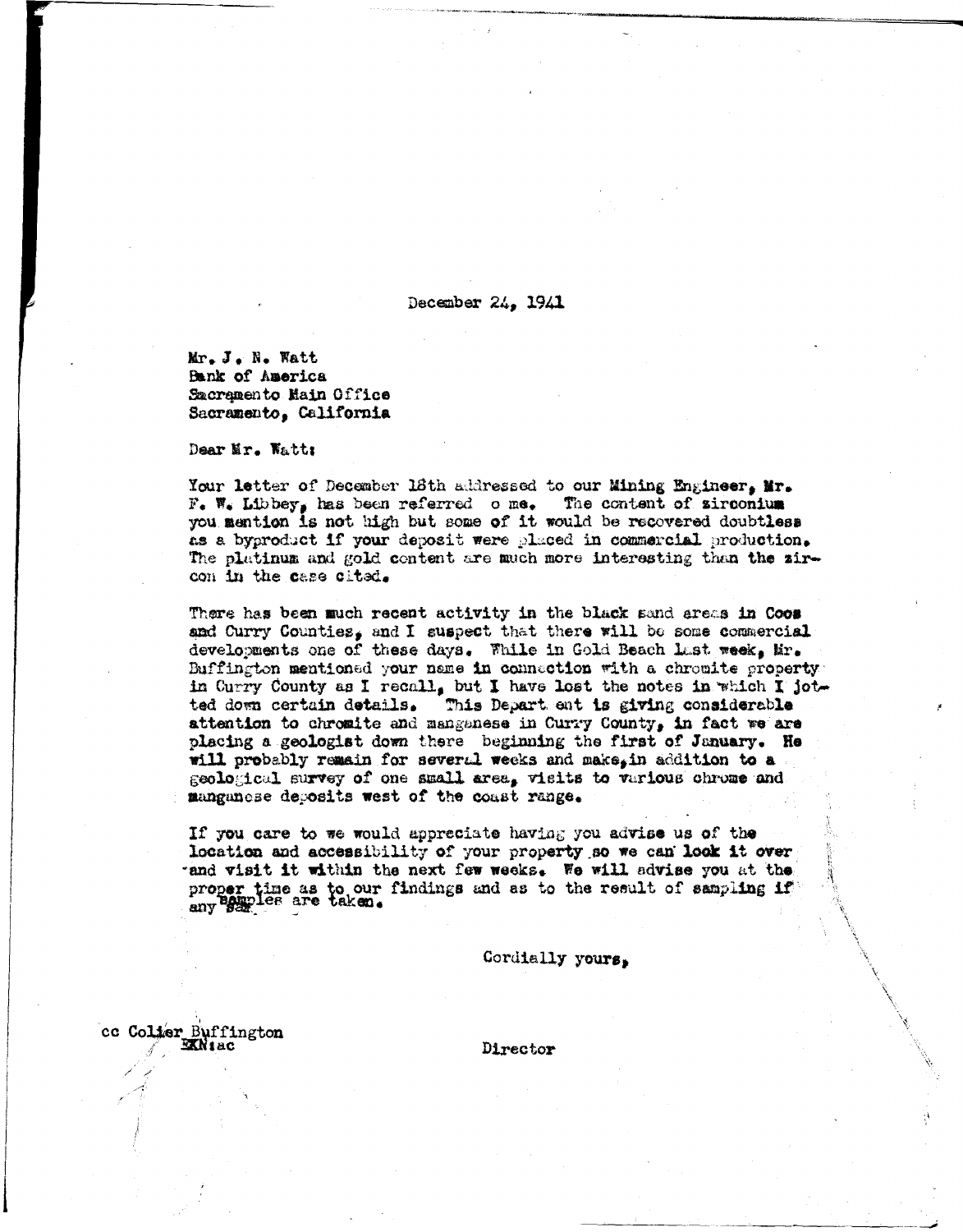December 24, 1941

Mr. J. N. Watt
Bank of America
Sacramento Main Office
Sacramento, California

Dear Mr. Watt:

Your letter of December 18th addressed to our Mining Engineer, Mr. F. W. Libbey, has been referred o me. The content of zirconium you mention is not high but some of it would be recovered doubtless as a byproduct if your deposit were placed in commercial production. The platinum and gold content are much more interesting than the zircon in the case cited.

There has been much recent activity in the black sand areas in Coos and Curry Counties, and I suspect that there will be some commercial developments one of these days. While in Gold Beach last week, Mr. Buffington mentioned your name in connection with a chromite property in Curry County as I recall, but I have lost the notes in which I jotted down certain details. This Depart ent is giving considerable attention to chromite and manganese in Curry County, in fact we are placing a geologist down there beginning the first of January. He will probably remain for several weeks and make, in addition to a geological survey of one small area, visits to various chrome and manganese deposits west of the coast range.

If you care to we would appreciate having you advise us of the location and accessibility of your property so we can look it over and visit it within the next few weeks. We will advise you at the proper time as to our findings and as to the result of sampling if any samples are taken.

Cordially yours,

Director

cc Colier Buffington
EKN:ac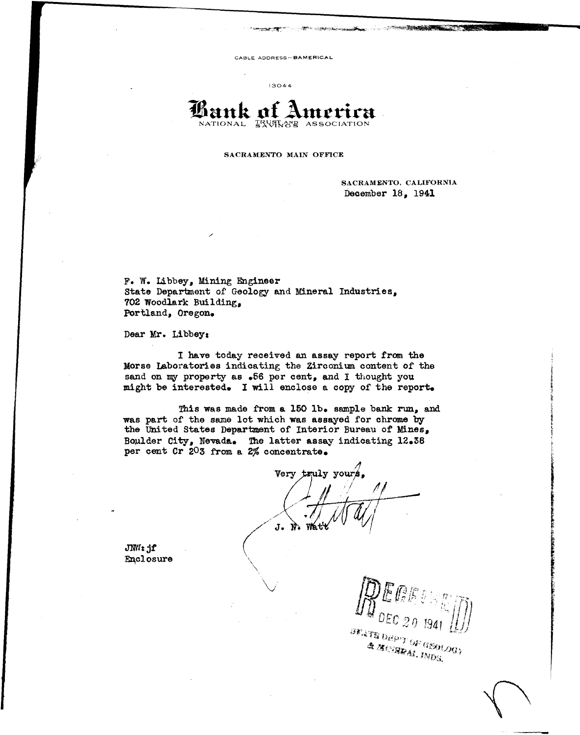CABLE ADDRESS – BAMERICAL

13044

# Bank of America

NATIONAL TRUST AND SAVINGS ASSOCIATION

**SACRAMENTO MAIN OFFICE**

SACRAMENTO, CALIFORNIA
December 18, 1941

F. W. Libbey, Mining Engineer
State Department of Geology and Mineral Industries,
702 Woodlark Building,
Portland, Oregon.

Dear Mr. Libbey:

I have today received an assay report from the Morse Laboratories indicating the Zirconium content of the sand on my property as .56 per cent, and I thought you might be interested. I will enclose a copy of the report.

This was made from a 150 lb. sample bank run, and was part of the same lot which was assayed for chrome by the United States Department of Interior Bureau of Mines, Boulder City, Nevada. The latter assay indicating 12.38 per cent $Cr_2O_3$ from a 2% concentrate.

Very truly yours,

J. N. Watt

JNW:jf
Enclosure

RECEIVED
DEC 20 1941
STATE DEP'T OF GEOLOGY & MINERAL INDS.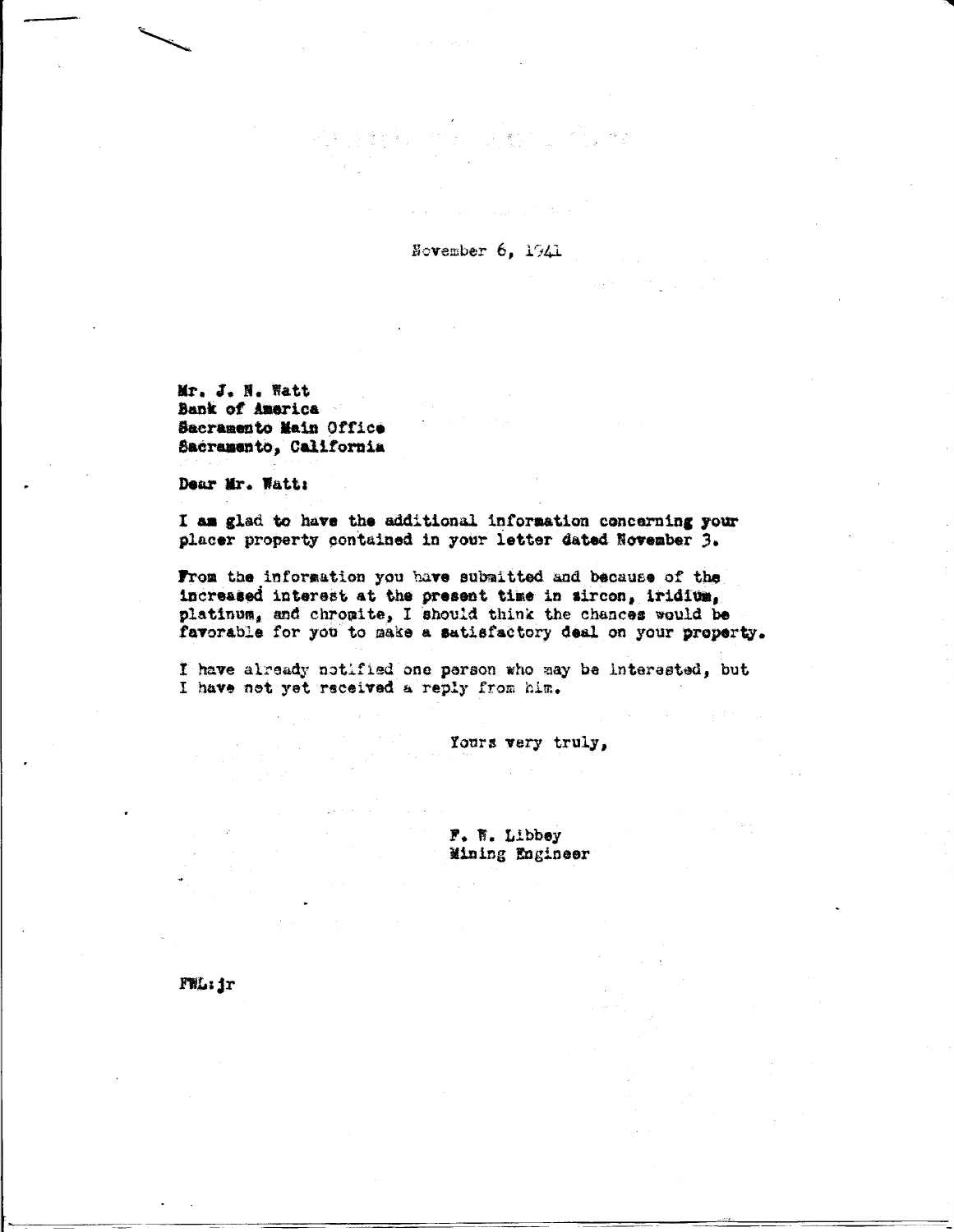November 6, 1941

Mr. J. N. Watt
Bank of America
Sacramento Main Office
Sacramento, California

Dear Mr. Watt:

I am glad to have the additional information concerning your placer property contained in your letter dated November 3.

From the information you have submitted and because of the increased interest at the present time in zircon, iridium, platinum, and chromite, I should think the chances would be favorable for you to make a satisfactory deal on your property.

I have already notified one person who may be interested, but I have not yet received a reply from him.

Yours very truly,

F. W. Libbey
Mining Engineer

FWL:jr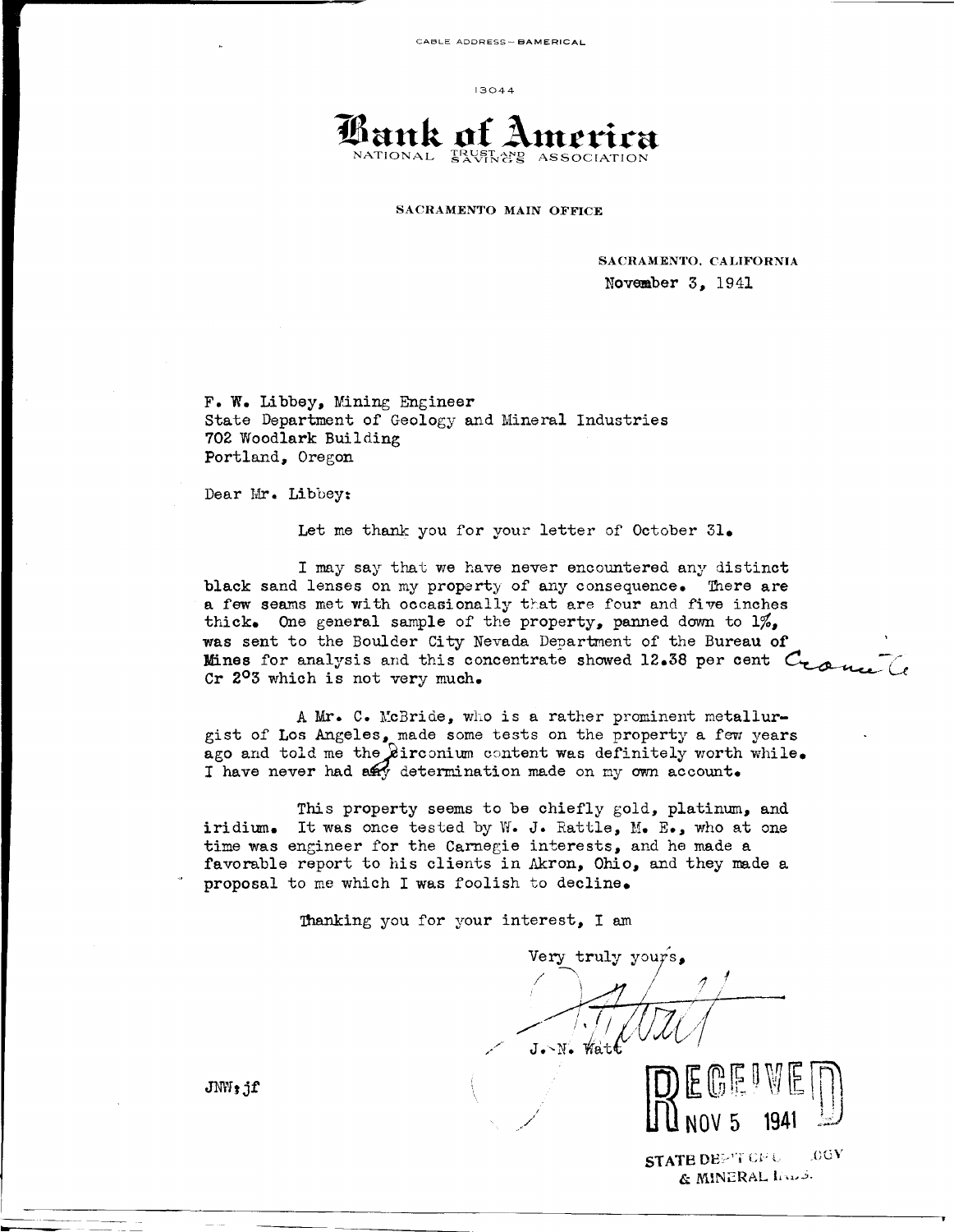CABLE ADDRESS—BAMERICAL

13044

# Bank of America

NATIONAL TRUST AND SAVINGS ASSOCIATION

**SACRAMENTO MAIN OFFICE**

SACRAMENTO, CALIFORNIA
November 3, 1941

F. W. Libbey, Mining Engineer
State Department of Geology and Mineral Industries
702 Woodlark Building
Portland, Oregon

Dear Mr. Libbey:

Let me thank you for your letter of October 31.

I may say that we have never encountered any distinct black sand lenses on my property of any consequence. There are a few seams met with occasionally that are four and five inches thick. One general sample of the property, panned down to 1%, was sent to the Boulder City Nevada Department of the Bureau of Mines for analysis and this concentrate showed 12.38 per cent Cr 2O3 which is not very much. *Chromic Ox*

A Mr. C. McBride, who is a rather prominent metallurgist of Los Angeles, made some tests on the property a few years ago and told me the zirconium content was definitely worth while. I have never had any determination made on my own account.

This property seems to be chiefly gold, platinum, and iridium. It was once tested by W. J. Rattle, M. E., who at one time was engineer for the Carnegie interests, and he made a favorable report to his clients in Akron, Ohio, and they made a proposal to me which I was foolish to decline.

Thanking you for your interest, I am

Very truly yours,

J. N. Watt

JNW:jf

RECEIVED
NOV 5 1941
STATE DEPT. OF GEOLOGY & MINERAL INDS.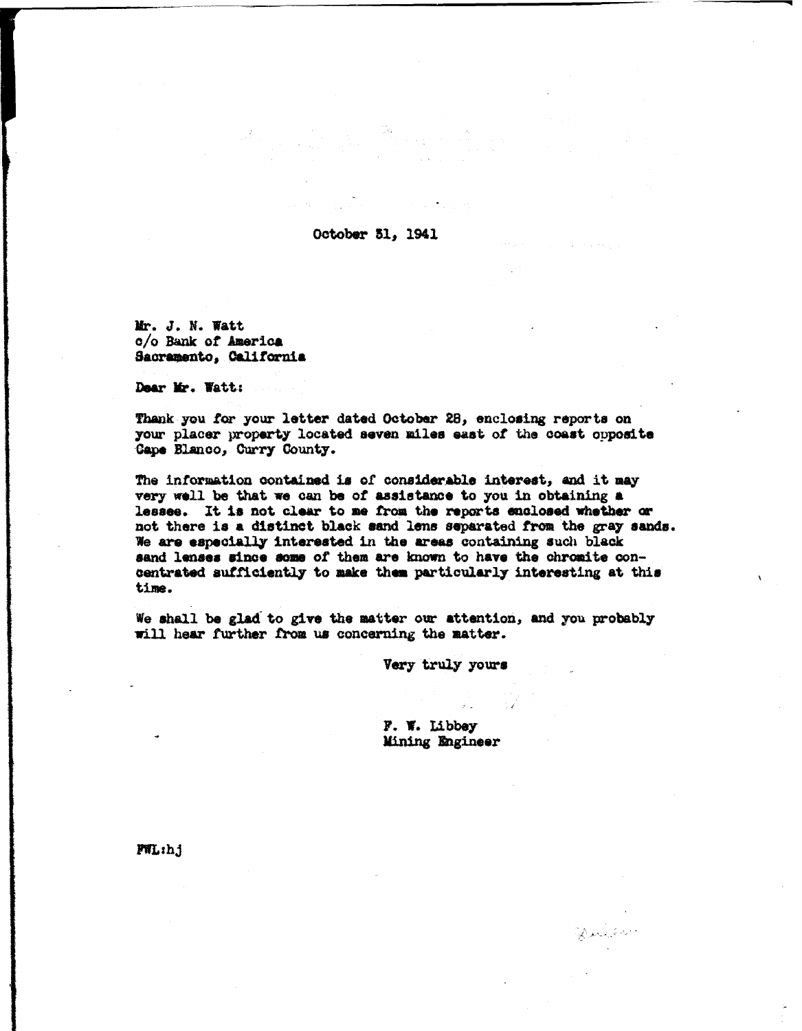October 31, 1941

Mr. J. N. Watt
c/o Bank of America
Sacramento, California

Dear Mr. Watt:

Thank you for your letter dated October 28, enclosing reports on your placer property located seven miles east of the coast opposite Cape Blanco, Curry County.

The information contained is of considerable interest, and it may very well be that we can be of assistance to you in obtaining a lessee. It is not clear to me from the reports enclosed whether or not there is a distinct black sand lens separated from the gray sands. We are especially interested in the areas containing such black sand lenses since some of them are known to have the chromite concentrated sufficiently to make them particularly interesting at this time.

We shall be glad to give the matter our attention, and you probably will hear further from us concerning the matter.

Very truly yours

F. W. Libbey
Mining Engineer

FWL:hj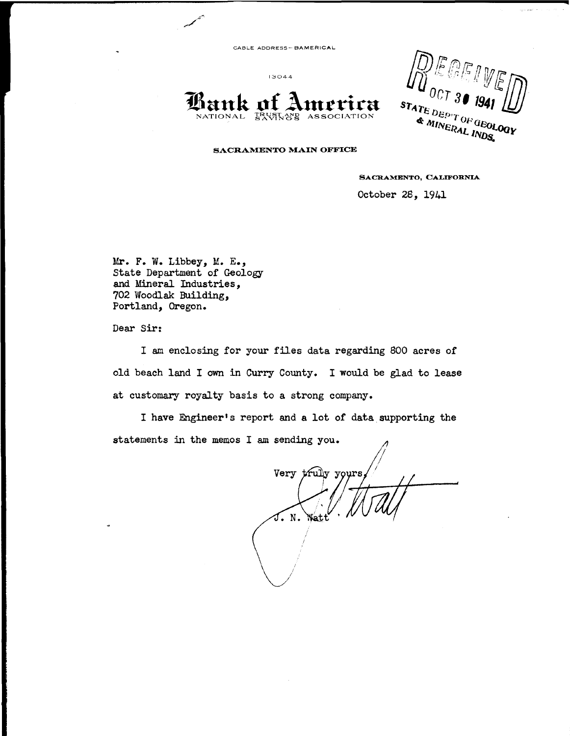CABLE ADDRESS- BAMERICAL

13044

# Bank of America

NATIONAL TRUST AND SAVINGS ASSOCIATION

RECEIVED
OCT 30 1941
STATE DEP'T OF GEOLOGY & MINERAL INDS.

**SACRAMENTO MAIN OFFICE**

**SACRAMENTO, CALIFORNIA**

October 28, 1941

Mr. F. W. Libbey, M. E.,
State Department of Geology
and Mineral Industries,
702 Woodlak Building,
Portland, Oregon.

Dear Sir:

I am enclosing for your files data regarding 800 acres of old beach land I own in Curry County. I would be glad to lease at customary royalty basis to a strong company.

I have Engineer's report and a lot of data supporting the statements in the memos I am sending you.

Very truly yours,

J. N. Watt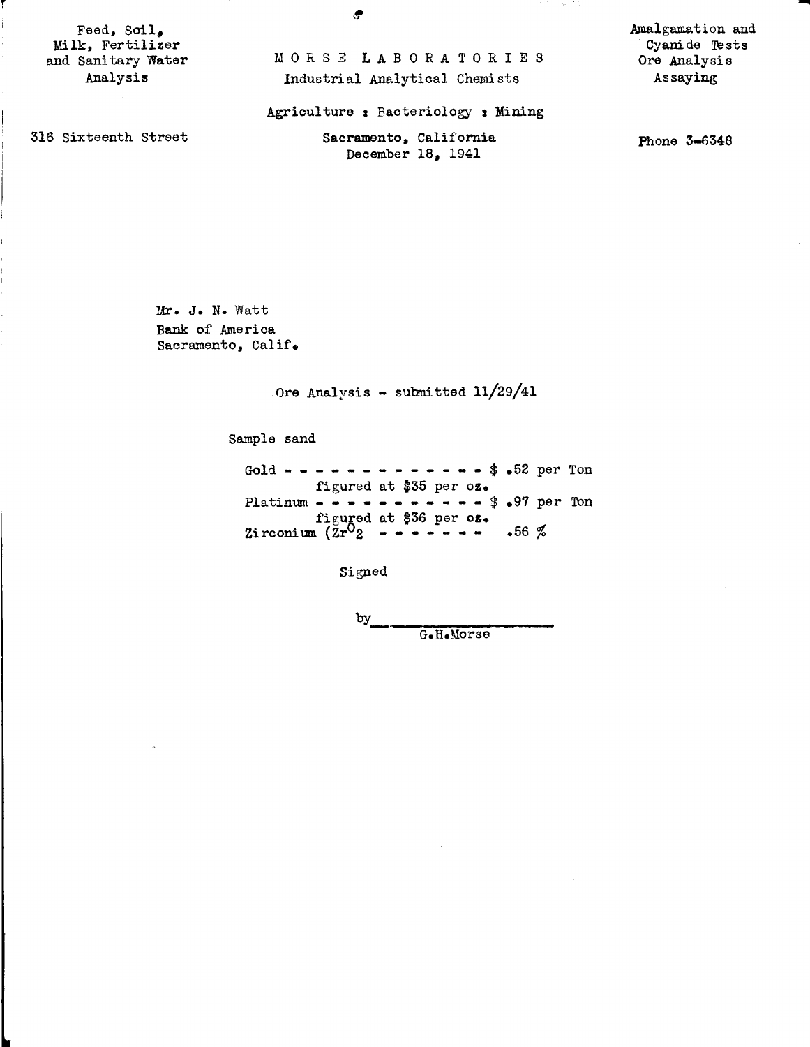Feed, Soil,
Milk, Fertilizer
and Sanitary Water
Analysis

316 Sixteenth Street

# MORSE LABORATORIES

Industrial Analytical Chemists

Agriculture : Bacteriology : Mining

Sacramento, California
December 18, 1941

Amalgamation and
Cyanide Tests
Ore Analysis
Assaying

Phone 3-6348

Mr. J. N. Watt
Bank of America
Sacramento, Calif.

Ore Analysis - submitted 11/29/41

Sample sand

Gold - - - - - - - - - - - - - - $ .52 per Ton
figured at $35 per oz.
Platinum - - - - - - - - - - - - $ .97 per Ton
figured at $36 per oz.
Zirconium ($ZrO_2$ - - - - - - - - .56 %

Signed

by ____________________
G.H.Morse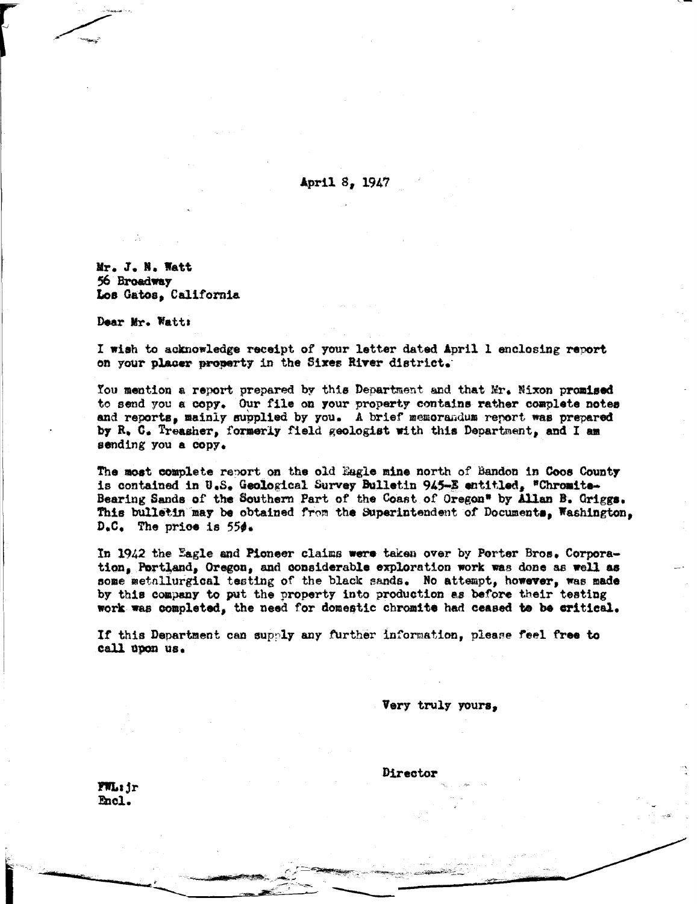April 8, 1947

Mr. J. N. Watt
56 Broadway
Los Gatos, California

Dear Mr. Watt:

I wish to acknowledge receipt of your letter dated April 1 enclosing report on your placer property in the Sixes River district.

You mention a report prepared by this Department and that Mr. Nixon promised to send you a copy. Our file on your property contains rather complete notes and reports, mainly supplied by you. A brief memorandum report was prepared by R. C. Treasher, formerly field geologist with this Department, and I am sending you a copy.

The most complete report on the old Eagle mine north of Bandon in Coos County is contained in U.S. Geological Survey Bulletin 945-E entitled, "Chromite-Bearing Sands of the Southern Part of the Coast of Oregon" by Allan B. Griggs. This bulletin may be obtained from the Superintendent of Documents, Washington, D.C. The price is 55¢.

In 1942 the Eagle and Pioneer claims were taken over by Porter Bros. Corporation, Portland, Oregon, and considerable exploration work was done as well as some metallurgical testing of the black sands. No attempt, however, was made by this company to put the property into production as before their testing work was completed, the need for domestic chromite had ceased to be critical.

If this Department can supply any further information, please feel free to call upon us.

Very truly yours,

Director

FWL:jr
Encl.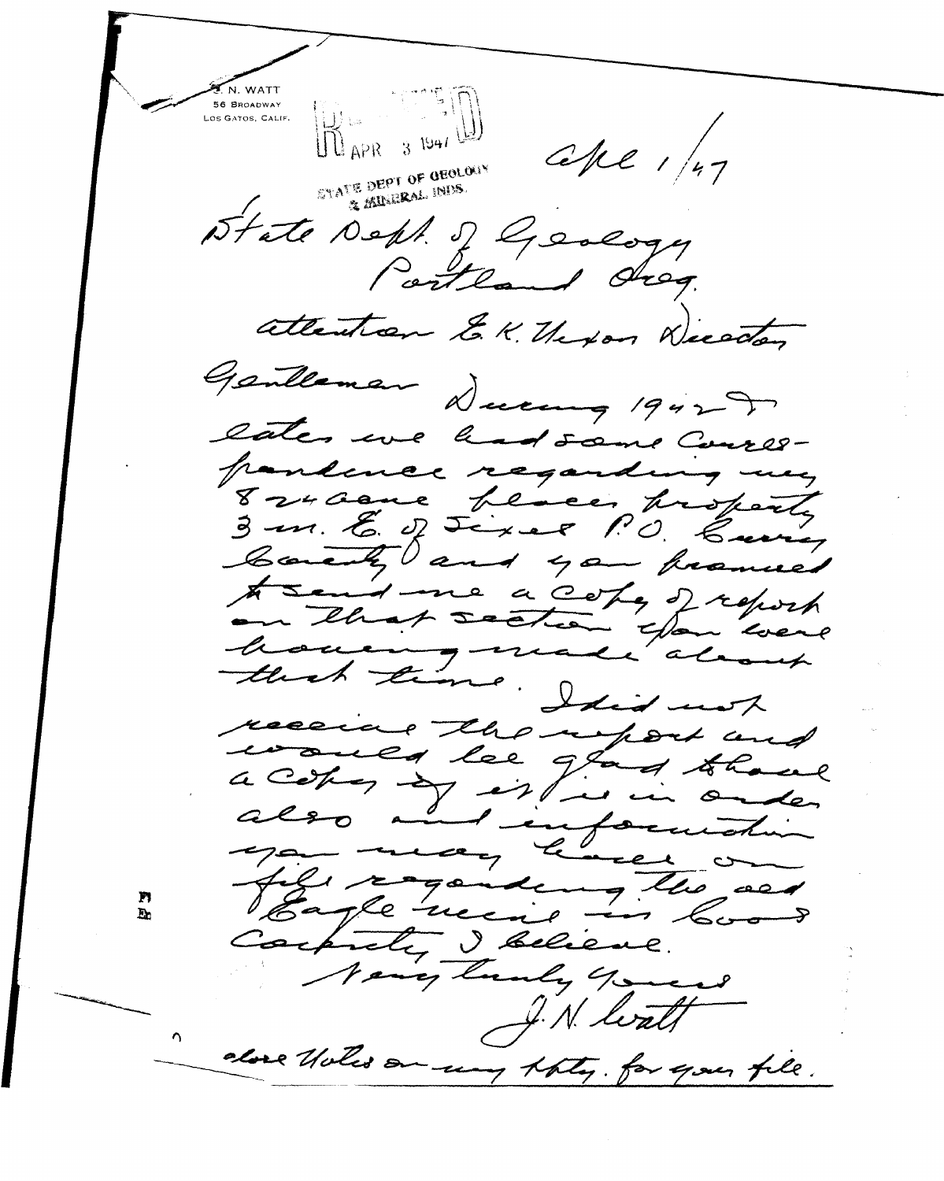J. N. WATT
56 BROADWAY
LOS GATOS, CALIF.

RECEIVED
APR 3 1947
STATE DEPT OF GEOLOGY & MINERAL INDS.

Apr 1/47

State Dept. of Geology
Portland Oreg.

attention E. K. Nixon Director

Gentlemen During 1942 & later we had some correspondence regarding my 824 acre placer property 3 mi. E. of Sixes P.O. Curry County and you promised to send me a copy of report on that section you were having made about that time. I did not receive the report and would be glad to have a copy of it if it is in order also and information you may have on file regarding the old Eagle mine in Coos County I believe.

Very truly yours
J. N. Watt

close Notes on my Ppty. for your file.